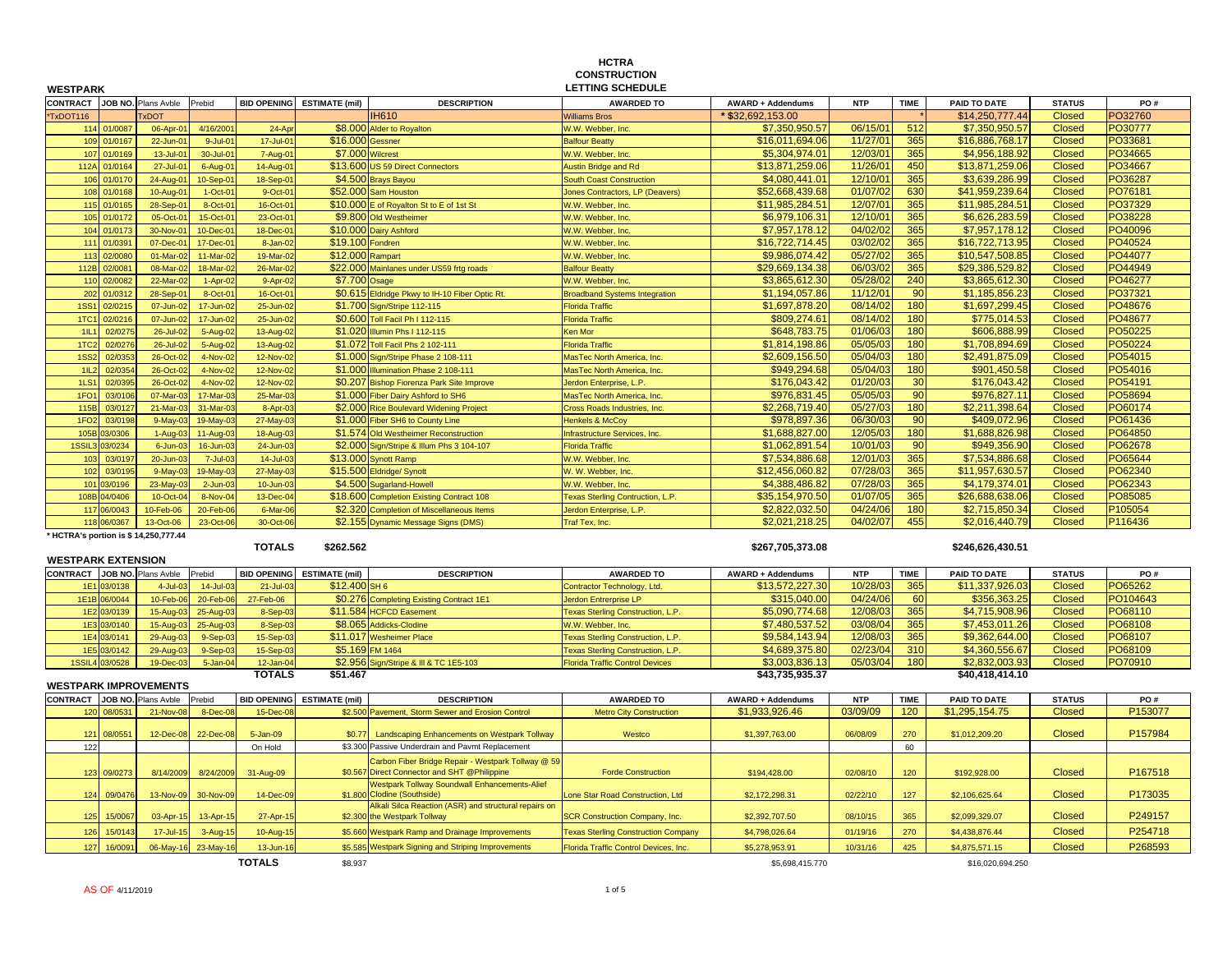# HCTRA CONSTRUCTION LETTING SCHEDULE

## WESTPARK

| CONTRACT | JOB NO. | Plans Avble | Prebid | BID OPENING | ESTIMATE (mil) | DESCRIPTION | AWARDED TO | AWARD + Addendums | NTP | TIME | PAID TO DATE | STATUS | PO # |
|---|---|---|---|---|---|---|---|---|---|---|---|---|---|
| *TxDOT116 | | TxDOT | | | | IH610 | Williams Bros | * $32,692,153.00 | | * | $14,250,777.44 | Closed | PO32760 |
| 114 | 01/0087 | 06-Apr-01 | 4/16/2001 | 24-Apr | $8.000 | Alder to Royalton | W.W. Webber, Inc. | $7,350,950.57 | 06/15/01 | 512 | $7,350,950.57 | Closed | PO30777 |
| 109 | 01/0167 | 22-Jun-01 | 9-Jul-01 | 17-Jul-01 | $16.000 | Gessner | Balfour Beatty | $16,011,694.06 | 11/27/01 | 365 | $16,886,768.17 | Closed | PO33681 |
| 107 | 01/0169 | 13-Jul-01 | 30-Jul-01 | 7-Aug-01 | $7.000 | Wilcrest | W.W. Webber, Inc. | $5,304,974.01 | 12/03/01 | 365 | $4,956,188.92 | Closed | PO34665 |
| 112A | 01/0164 | 27-Jul-01 | 6-Aug-01 | 14-Aug-01 | $13.600 | US 59 Direct Connectors | Austin Bridge and Rd | $13,871,259.06 | 11/26/01 | 450 | $13,871,259.06 | Closed | PO34667 |
| 106 | 01/0170 | 24-Aug-01 | 10-Sep-01 | 18-Sep-01 | $4.500 | Brays Bayou | South Coast Construction | $4,080,441.01 | 12/10/01 | 365 | $3,639,286.99 | Closed | PO36287 |
| 108 | 01/0168 | 10-Aug-01 | 1-Oct-01 | 9-Oct-01 | $52.000 | Sam Houston | Jones Contractors, LP (Deavers) | $52,668,439.68 | 01/07/02 | 630 | $41,959,239.64 | Closed | PO76181 |
| 115 | 01/0165 | 28-Sep-01 | 8-Oct-01 | 16-Oct-01 | $10.000 | E of Royalton St to E of 1st St | W.W. Webber, Inc. | $11,985,284.51 | 12/07/01 | 365 | $11,985,284.51 | Closed | PO37329 |
| 105 | 01/0172 | 05-Oct-01 | 15-Oct-01 | 23-Oct-01 | $9.800 | Old Westheimer | W.W. Webber, Inc. | $6,979,106.31 | 12/10/01 | 365 | $6,626,283.59 | Closed | PO38228 |
| 104 | 01/0173 | 30-Nov-01 | 10-Dec-01 | 18-Dec-01 | $10.000 | Dairy Ashford | W.W. Webber, Inc. | $7,957,178.12 | 04/02/02 | 365 | $7,957,178.12 | Closed | PO40096 |
| 111 | 01/0391 | 07-Dec-01 | 17-Dec-01 | 8-Jan-02 | $19.100 | Fondren | W.W. Webber, Inc. | $16,722,714.45 | 03/02/02 | 365 | $16,722,713.95 | Closed | PO40524 |
| 113 | 02/0080 | 01-Mar-02 | 11-Mar-02 | 19-Mar-02 | $12.000 | Rampart | W.W. Webber, Inc. | $9,986,074.42 | 05/27/02 | 365 | $10,547,508.85 | Closed | PO44077 |
| 112B | 02/0081 | 08-Mar-02 | 18-Mar-02 | 26-Mar-02 | $22.000 | Mainlanes under US59 frtg roads | Balfour Beatty | $29,669,134.38 | 06/03/02 | 365 | $29,386,529.82 | Closed | PO44949 |
| 110 | 02/0082 | 22-Mar-02 | 1-Apr-02 | 9-Apr-02 | $7.700 | Osage | W.W. Webber, Inc. | $3,865,612.30 | 05/28/02 | 240 | $3,865,612.30 | Closed | PO46277 |
| 202 | 01/0312 | 28-Sep-01 | 8-Oct-01 | 16-Oct-01 | $0.615 | Eldridge Pkwy to IH-10 Fiber Optic Rt. | Broadband Systems Integration | $1,194,057.86 | 11/12/01 | 90 | $1,185,856.23 | Closed | PO37321 |
| 1SS1 | 02/0215 | 07-Jun-02 | 17-Jun-02 | 25-Jun-02 | $1.700 | Sign/Stripe 112-115 | Florida Traffic | $1,697,878.20 | 08/14/02 | 180 | $1,697,299.45 | Closed | PO48676 |
| 1TC1 | 02/0216 | 07-Jun-02 | 17-Jun-02 | 25-Jun-02 | $0.600 | Toll Facil Ph I 112-115 | Florida Traffic | $809,274.61 | 08/14/02 | 180 | $775,014.53 | Closed | PO48677 |
| 1IL1 | 02/0275 | 26-Jul-02 | 5-Aug-02 | 13-Aug-02 | $1.020 | Illumin Phs I 112-115 | Ken Mor | $648,783.75 | 01/06/03 | 180 | $606,888.99 | Closed | PO50225 |
| 1TC2 | 02/0276 | 26-Jul-02 | 5-Aug-02 | 13-Aug-02 | $1.072 | Toll Facil Phs 2 102-111 | Florida Traffic | $1,814,198.86 | 05/05/03 | 180 | $1,708,894.69 | Closed | PO50224 |
| 1SS2 | 02/0353 | 26-Oct-02 | 4-Nov-02 | 12-Nov-02 | $1.000 | Sign/Stripe Phase 2 108-111 | MasTec North America, Inc. | $2,609,156.50 | 05/04/03 | 180 | $2,491,875.09 | Closed | PO54015 |
| 1IL2 | 02/0354 | 26-Oct-02 | 4-Nov-02 | 12-Nov-02 | $1.000 | Illumination Phase 2 108-111 | MasTec North America, Inc. | $949,294.68 | 05/04/03 | 180 | $901,450.58 | Closed | PO54016 |
| 1LS1 | 02/0395 | 26-Oct-02 | 4-Nov-02 | 12-Nov-02 | $0.207 | Bishop Fiorenza Park Site Improve | Jerdon Enterprise, L.P. | $176,043.42 | 01/20/03 | 30 | $176,043.42 | Closed | PO54191 |
| 1FO1 | 03/0106 | 07-Mar-03 | 17-Mar-03 | 25-Mar-03 | $1.000 | Fiber Dairy Ashford to SH6 | MasTec North America, Inc. | $976,831.45 | 05/05/03 | 90 | $976,827.11 | Closed | PO58694 |
| 115B | 03/0127 | 21-Mar-03 | 31-Mar-03 | 8-Apr-03 | $2.000 | Rice Boulevard Widening Project | Cross Roads Industries, Inc. | $2,268,719.40 | 05/27/03 | 180 | $2,211,398.64 | Closed | PO60174 |
| 1FO2 | 03/0198 | 9-May-03 | 19-May-03 | 27-May-03 | $1.000 | Fiber SH6 to County Line | Henkels & McCoy | $978,897.36 | 06/30/03 | 90 | $409,072.96 | Closed | PO61436 |
| 105B | 03/0306 | 1-Aug-03 | 11-Aug-03 | 18-Aug-03 | $1.574 | Old Westheimer Reconstruction | Infrastructure Services, Inc. | $1,688,827.00 | 12/05/03 | 180 | $1,688,826.98 | Closed | PO64850 |
| 1SSIL3 | 03/0234 | 6-Jun-03 | 16-Jun-03 | 24-Jun-03 | $2.000 | Sign/Stripe & Illum Phs 3 104-107 | Florida Traffic | $1,062,891.54 | 10/01/03 | 90 | $949,356.90 | Closed | PO62678 |
| 103 | 03/0197 | 20-Jun-03 | 7-Jul-03 | 14-Jul-03 | $13.000 | Synott Ramp | W.W. Webber, Inc. | $7,534,886.68 | 12/01/03 | 365 | $7,534,886.68 | Closed | PO65644 |
| 102 | 03/0195 | 9-May-03 | 19-May-03 | 27-May-03 | $15.500 | Eldridge/ Synott | W. W. Webber, Inc. | $12,456,060.82 | 07/28/03 | 365 | $11,957,630.57 | Closed | PO62340 |
| 101 | 03/0196 | 23-May-03 | 2-Jun-03 | 10-Jun-03 | $4.500 | Sugarland-Howell | W.W. Webber, Inc. | $4,388,486.82 | 07/28/03 | 365 | $4,179,374.01 | Closed | PO62343 |
| 108B | 04/0406 | 10-Oct-04 | 8-Nov-04 | 13-Dec-04 | $18.600 | Completion Existing Contract 108 | Texas Sterling Contruction, L.P. | $35,154,970.50 | 01/07/05 | 365 | $26,688,638.06 | Closed | PO85085 |
| 117 | 06/0043 | 10-Feb-06 | 20-Feb-06 | 6-Mar-06 | $2.320 | Completion of Miscellaneous Items | Jerdon Enterprise, L.P. | $2,822,032.50 | 04/24/06 | 180 | $2,715,850.34 | Closed | P105054 |
| 118 | 06/0367 | 13-Oct-06 | 23-Oct-06 | 30-Oct-06 | $2.155 | Dynamic Message Signs (DMS) | Traf Tex, Inc. | $2,021,218.25 | 04/02/07 | 455 | $2,016,440.79 | Closed | P116436 |
| | | | | TOTALS | $262.562 | | | $267,705,373.08 | | | $246,626,430.51 | | |

* HCTRA's portion is $ 14,250,777.44

## WESTPARK EXTENSION

| CONTRACT | JOB NO. | Plans Avble | Prebid | BID OPENING | ESTIMATE (mil) | DESCRIPTION | AWARDED TO | AWARD + Addendums | NTP | TIME | PAID TO DATE | STATUS | PO # |
|---|---|---|---|---|---|---|---|---|---|---|---|---|---|
| 1E1 | 03/0138 | 4-Jul-03 | 14-Jul-03 | 21-Jul-03 | $12.400 | SH 6 | Contractor Technology, Ltd. | $13,572,227.30 | 10/28/03 | 365 | $11,337,926.03 | Closed | PO65262 |
| 1E1B | 06/0044 | 10-Feb-06 | 20-Feb-06 | 27-Feb-06 | $0.276 | Completing Existing Contract 1E1 | Jerdon Entrerprise LP | $315,040.00 | 04/24/06 | 60 | $356,363.25 | Closed | PO104643 |
| 1E2 | 03/0139 | 15-Aug-03 | 25-Aug-03 | 8-Sep-03 | $11.584 | HCFCD Easement | Texas Sterling Construction, L.P. | $5,090,774.68 | 12/08/03 | 365 | $4,715,908.96 | Closed | PO68110 |
| 1E3 | 03/0140 | 15-Aug-03 | 25-Aug-03 | 8-Sep-03 | $8.065 | Addicks-Clodine | W.W. Webber, Inc. | $7,480,537.52 | 03/08/04 | 365 | $7,453,011.26 | Closed | PO68108 |
| 1E4 | 03/0141 | 29-Aug-03 | 9-Sep-03 | 15-Sep-03 | $11.017 | Wesheimer Place | Texas Sterling Construction, L.P. | $9,584,143.94 | 12/08/03 | 365 | $9,362,644.00 | Closed | PO68107 |
| 1E5 | 03/0142 | 29-Aug-03 | 9-Sep-03 | 15-Sep-03 | $5.169 | FM 1464 | Texas Sterling Construction, L.P. | $4,689,375.80 | 02/23/04 | 310 | $4,360,556.67 | Closed | PO68109 |
| 1SSIL4 | 03/0528 | 19-Dec-03 | 5-Jan-04 | 12-Jan-04 | $2.956 | Sign/Stripe & Ill & TC 1E5-103 | Florida Traffic Control Devices | $3,003,836.13 | 05/03/04 | 180 | $2,832,003.93 | Closed | PO70910 |
| | | | | TOTALS | $51.467 | | | $43,735,935.37 | | | $40,418,414.10 | | |

## WESTPARK IMPROVEMENTS

| CONTRACT | JOB NO. | Plans Avble | Prebid | BID OPENING | ESTIMATE (mil) | DESCRIPTION | AWARDED TO | AWARD + Addendums | NTP | TIME | PAID TO DATE | STATUS | PO # |
|---|---|---|---|---|---|---|---|---|---|---|---|---|---|
| 120 | 08/0531 | 21-Nov-08 | 8-Dec-08 | 15-Dec-08 | $2.500 | Pavement, Storm Sewer and Erosion Control | Metro City Construction | $1,933,926.46 | 03/09/09 | 120 | $1,295,154.75 | Closed | P153077 |
| 121 | 08/0551 | 12-Dec-08 | 22-Dec-08 | 5-Jan-09 | $0.77 | Landscaping Enhancements on Westpark Tollway | Westco | $1,397,763.00 | 06/08/09 | 270 | $1,012,209.20 | Closed | P157984 |
| 122 | | | | On Hold | $3.300 | Passive Underdrain and Pavmt Replacement | | | | 60 | | | |
| 123 | 09/0273 | 8/14/2009 | 8/24/2009 | 31-Aug-09 | $0.567 | Carbon Fiber Bridge Repair - Westpark Tollway @ 59 Direct Connector and SHT @Philippine | Forde Construction | $194,428.00 | 02/08/10 | 120 | $192,928.00 | Closed | P167518 |
| 124 | 09/0476 | 13-Nov-09 | 30-Nov-09 | 14-Dec-09 | $1.800 | Westpark Tollway Soundwall Enhancements-Alief Clodine (Southside) | Lone Star Road Construction, Ltd | $2,172,298.31 | 02/22/10 | 127 | $2,106,625.64 | Closed | P173035 |
| 125 | 15/0067 | 03-Apr-15 | 13-Apr-15 | 27-Apr-15 | $2.300 | Alkali Silca Reaction (ASR) and structural repairs on the Westpark Tollway | SCR Construction Company, Inc. | $2,392,707.50 | 08/10/15 | 365 | $2,099,329.07 | Closed | P249157 |
| 126 | 15/0143 | 17-Jul-15 | 3-Aug-15 | 10-Aug-15 | $5.660 | Westpark Ramp and Drainage Improvements | Texas Sterling Construction Company | $4,798,026.64 | 01/19/16 | 270 | $4,438,876.44 | Closed | P254718 |
| 127 | 16/0091 | 06-May-16 | 23-May-16 | 13-Jun-16 | $5.585 | Westpark Signing and Striping Improvements | Florida Traffic Control Devices, Inc. | $5,278,953.91 | 10/31/16 | 425 | $4,875,571.15 | Closed | P268593 |
| | | | | TOTALS | $8.937 | | | $5,698,415.770 | | | $16,020,694.250 | | |

AS OF 4/11/2019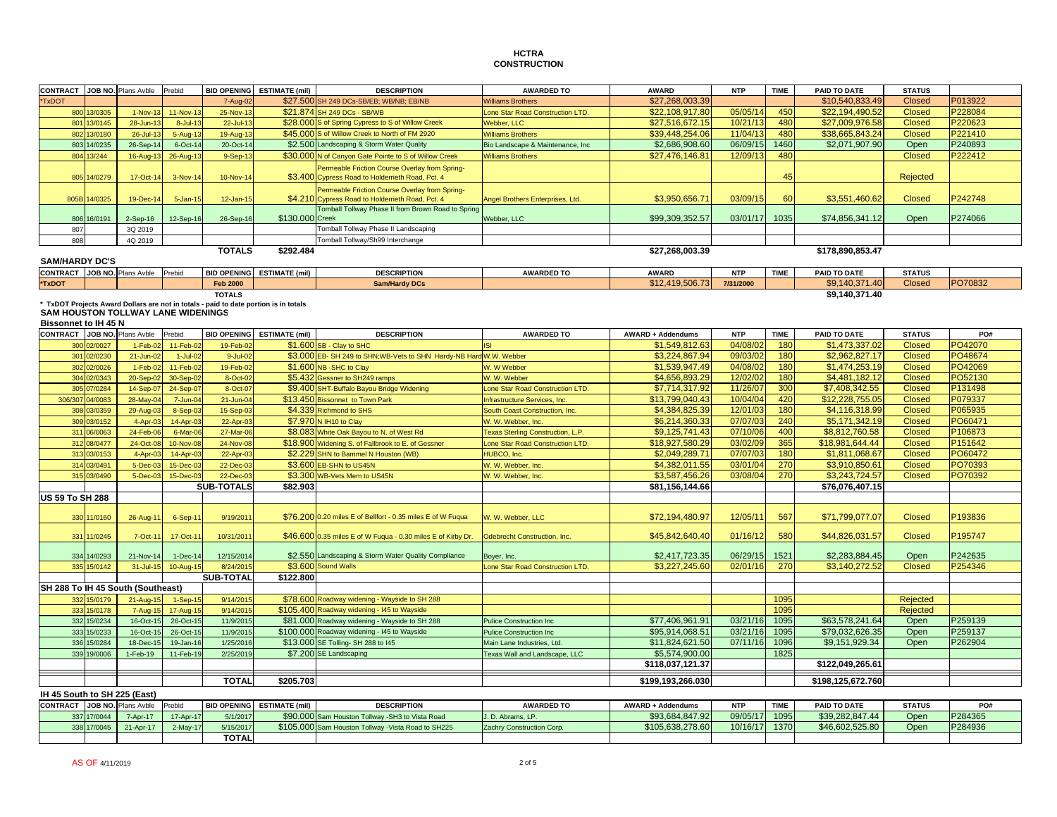# HCTRA
## CONSTRUCTION

| CONTRACT | JOB NO. | Plans Avble | Prebid | BID OPENING | ESTIMATE (mil) | DESCRIPTION | AWARDED TO | AWARD | NTP | TIME | PAID TO DATE | STATUS | |
|---|---|---|---|---|---|---|---|---|---|---|---|---|---|
| *TxDOT | | | | 7-Aug-02 | $27.500 | SH 249 DCs-SB/EB; WB/NB; EB/NB | Williams Brothers | $27,268,003.39 | | | $10,540,833.49 | Closed | P013922 |
| 800 | 13/0305 | 1-Nov-13 | 11-Nov-13 | 25-Nov-13 | $21.874 | SH 249 DCs - SB/WB | Lone Star Road Construction LTD. | $22,108,917.80 | 05/05/14 | 450 | $22,194,490.52 | Closed | P228084 |
| 801 | 13/0145 | 28-Jun-13 | 8-Jul-13 | 22-Jul-13 | $28.000 | S of Spring Cypress to S of Willow Creek | Webber, LLC | $27,516,672.15 | 10/21/13 | 480 | $27,009,976.58 | Closed | P220623 |
| 802 | 13/0180 | 26-Jul-13 | 5-Aug-13 | 19-Aug-13 | $45.000 | S of Willow Creek to North of FM 2920 | Williams Brothers | $39,448,254.06 | 11/04/13 | 480 | $38,665,843.24 | Closed | P221410 |
| 803 | 14/0235 | 26-Sep-14 | 6-Oct-14 | 20-Oct-14 | $2.500 | Landscaping & Storm Water Quality | Bio Landscape & Maintenance, Inc | $2,686,908.60 | 06/09/15 | 1460 | $2,071,907.90 | Open | P240893 |
| 804 | 13/244 | 16-Aug-13 | 26-Aug-13 | 9-Sep-13 | $30.000 | N of Canyon Gate Pointe to S of Willow Creek | Williams Brothers | $27,476,146.81 | 12/09/13 | 480 | | Closed | P222412 |
| 805 | 14/0279 | 17-Oct-14 | 3-Nov-14 | 10-Nov-14 | $3.400 | Permeable Friction Course Overlay from Spring-Cypress Road to Holderrieth Road, Pct. 4 | | | | 45 | | Rejected | |
| 805B | 14/0325 | 19-Dec-14 | 5-Jan-15 | 12-Jan-15 | $4.210 | Permeable Friction Course Overlay from Spring-Cypress Road to Holderrieth Road, Pct. 4 | Angel Brothers Enterprises, Ltd. | $3,950,656.71 | 03/09/15 | 60 | $3,551,460.62 | Closed | P242748 |
| 806 | 16/0191 | 2-Sep-16 | 12-Sep-16 | 26-Sep-16 | $130.000 | Tomball Tollway Phase II from Brown Road to Spring Creek | Webber, LLC | $99,309,352.57 | 03/01/17 | 1035 | $74,856,341.12 | Open | P274066 |
| 807 | | 3Q 2019 | | | | Tomball Tollway Phase II Landscaping | | | | | | | |
| 808 | | 4Q 2019 | | | | Tomball Tollway/Sh99 Interchange | | | | | | | |
| | | | | TOTALS | $292.484 | | | $27,268,003.39 | | | $178,890,853.47 | | |

**SAM/HARDY DC'S**

| CONTRACT | JOB NO. | Plans Avble | Prebid | BID OPENING | ESTIMATE (mil) | DESCRIPTION | AWARDED TO | AWARD | NTP | TIME | PAID TO DATE | STATUS | |
|---|---|---|---|---|---|---|---|---|---|---|---|---|---|
| *TxDOT | | | | Feb 2000 | | Sam/Hardy DCs | | $12,419,506.73 | 7/31/2000 | | $9,140,371.40 | Closed | PO70832 |
| | | | | TOTALS | | | | | | | $9,140,371.40 | | |

\* TxDOT Projects Award Dollars are not in totals - paid to date portion is in totals

## SAM HOUSTON TOLLWAY LANE WIDENINGS

**Bissonnet to IH 45 N**

| CONTRACT | JOB NO. | Plans Avble | Prebid | BID OPENING | ESTIMATE (mil) | DESCRIPTION | AWARDED TO | AWARD + Addendums | NTP | TIME | PAID TO DATE | STATUS | PO# |
|---|---|---|---|---|---|---|---|---|---|---|---|---|---|
| 300 | 02/0027 | 1-Feb-02 | 11-Feb-02 | 19-Feb-02 | $1.600 | SB - Clay to SHC | ISI | $1,549,812.63 | 04/08/02 | 180 | $1,473,337.02 | Closed | PO42070 |
| 301 | 02/0230 | 21-Jun-02 | 1-Jul-02 | 9-Jul-02 | $3.000 | EB- SH 249 to SHN;WB-Vets to SHN Hardy-NB Hard | W.W. Webber | $3,224,867.94 | 09/03/02 | 180 | $2,962,827.17 | Closed | PO48674 |
| 302 | 02/0026 | 1-Feb-02 | 11-Feb-02 | 19-Feb-02 | $1.600 | NB -SHC to Clay | W. W Webber | $1,539,947.49 | 04/08/02 | 180 | $1,474,253.19 | Closed | PO42069 |
| 304 | 02/0343 | 20-Sep-02 | 30-Sep-02 | 8-Oct-02 | $5.432 | Gessner to SH249 ramps | W. W. Webber | $4,656,893.29 | 12/02/02 | 180 | $4,481,182.12 | Closed | PO52130 |
| 305 | 07/0284 | 14-Sep-07 | 24-Sep-07 | 8-Oct-07 | $9.400 | SHT-Buffalo Bayou Bridge Widening | Lone Star Road Construction LTD. | $7,714,317.92 | 11/26/07 | 300 | $7,408,342.55 | Closed | P131498 |
| 306/307 | 04/0083 | 28-May-04 | 7-Jun-04 | 21-Jun-04 | $13.450 | Bissonnet to Town Park | Infrastructure Services, Inc. | $13,799,040.43 | 10/04/04 | 420 | $12,228,755.05 | Closed | P079337 |
| 308 | 03/0359 | 29-Aug-03 | 8-Sep-03 | 15-Sep-03 | $4.339 | Richmond to SHS | South Coast Construction, Inc. | $4,384,825.39 | 12/01/03 | 180 | $4,116,318.99 | Closed | P065935 |
| 309 | 03/0152 | 4-Apr-03 | 14-Apr-03 | 22-Apr-03 | $7.970 | N IH10 to Clay | W. W. Webber, Inc. | $6,214,360.33 | 07/07/03 | 240 | $5,171,342.19 | Closed | PO60471 |
| 311 | 06/0063 | 24-Feb-06 | 6-Mar-06 | 27-Mar-06 | $8.083 | White Oak Bayou to N. of West Rd | Texas Sterling Construction, L.P. | $9,125,741.43 | 07/10/06 | 400 | $8,812,760.58 | Closed | P106873 |
| 312 | 08/0477 | 24-Oct-08 | 10-Nov-08 | 24-Nov-08 | $18.900 | Widening S. of Fallbrook to E. of Gessner | Lone Star Road Construction LTD. | $18,927,580.29 | 03/02/09 | 365 | $18,981,644.44 | Closed | P151642 |
| 313 | 03/0153 | 4-Apr-03 | 14-Apr-03 | 22-Apr-03 | $2.229 | SHN to Bammel N Houston (WB) | HUBCO, Inc. | $2,049,289.71 | 07/07/03 | 180 | $1,811,068.67 | Closed | PO60472 |
| 314 | 03/0491 | 5-Dec-03 | 15-Dec-03 | 22-Dec-03 | $3.600 | EB-SHN to US45N | W. W. Webber, Inc. | $4,382,011.55 | 03/01/04 | 270 | $3,910,850.61 | Closed | PO70393 |
| 315 | 03/0490 | 5-Dec-03 | 15-Dec-03 | 22-Dec-03 | $3.300 | WB-Vets Mem to US45N | W. W. Webber, Inc. | $3,587,456.26 | 03/08/04 | 270 | $3,243,724.57 | Closed | PO70392 |
| | | | | SUB-TOTALS | $82.903 | | | $81,156,144.66 | | | $76,076,407.15 | | |

**US 59 To SH 288**

| CONTRACT | JOB NO. | Plans Avble | Prebid | BID OPENING | ESTIMATE (mil) | DESCRIPTION | AWARDED TO | AWARD + Addendums | NTP | TIME | PAID TO DATE | STATUS | PO# |
|---|---|---|---|---|---|---|---|---|---|---|---|---|---|
| 330 | 11/0160 | 26-Aug-11 | 6-Sep-11 | 9/19/2011 | $76.200 | 0.20 miles E of Bellfort - 0.35 miles E of W Fuqua | W. W. Webber, LLC | $72,194,480.97 | 12/05/11 | 567 | $71,799,077.07 | Closed | P193836 |
| 331 | 11/0245 | 7-Oct-11 | 17-Oct-11 | 10/31/2011 | $46.600 | 0.35 miles E of W Fuqua - 0.30 miles E of Kirby Dr. | Odebrecht Construction, Inc. | $45,842,640.40 | 01/16/12 | 580 | $44,826,031.57 | Closed | P195747 |
| 334 | 14/0293 | 21-Nov-14 | 1-Dec-14 | 12/15/2014 | $2.550 | Landscaping & Storm Water Quality Compliance | Boyer, Inc. | $2,417,723.35 | 06/29/15 | 1521 | $2,283,884.45 | Open | P242635 |
| 335 | 15/0142 | 31-Jul-15 | 10-Aug-15 | 8/24/2015 | $3.600 | Sound Walls | Lone Star Road Construction LTD. | $3,227,245.60 | 02/01/16 | 270 | $3,140,272.52 | Closed | P254346 |
| | | | | SUB-TOTAL | $122.800 | | | | | | | | |

**SH 288 To IH 45 South (Southeast)**

| CONTRACT | JOB NO. | Plans Avble | Prebid | BID OPENING | ESTIMATE (mil) | DESCRIPTION | AWARDED TO | AWARD + Addendums | NTP | TIME | PAID TO DATE | STATUS | PO# |
|---|---|---|---|---|---|---|---|---|---|---|---|---|---|
| 332 | 15/0179 | 21-Aug-15 | 1-Sep-15 | 9/14/2015 | $78.600 | Roadway widening - Wayside to SH 288 | | | | 1095 | | Rejected | |
| 333 | 15/0178 | 7-Aug-15 | 17-Aug-15 | 9/14/2015 | $105.400 | Roadway widening - I45 to Wayside | | | | 1095 | | Rejected | |
| 332 | 15/0234 | 16-Oct-15 | 26-Oct-15 | 11/9/2015 | $81.000 | Roadway widening - Wayside to SH 288 | Pulice Construction Inc | $77,406,961.91 | 03/21/16 | 1095 | $63,578,241.64 | Open | P259139 |
| 333 | 15/0233 | 16-Oct-15 | 26-Oct-15 | 11/9/2015 | $100.000 | Roadway widening - I45 to Wayside | Pulice Construction Inc | $95,914,068.51 | 03/21/16 | 1095 | $79,032,626.35 | Open | P259137 |
| 336 | 15/0284 | 18-Dec-15 | 19-Jan-16 | 1/25/2016 | $13.000 | SE Tolling- SH 288 to I45 | Main Lane Industries, Ltd. | $11,824,621.50 | 07/11/16 | 1096 | $9,151,929.34 | Open | P262904 |
| 339 | 19/0006 | 1-Feb-19 | 11-Feb-19 | 2/25/2019 | $7.200 | SE Landscaping | Texas Wall and Landscape, LLC | $5,574,900.00 | | 1825 | | | |
| | | | | | | | | $118,037,121.37 | | | $122,049,265.61 | | |
| | | | | TOTAL | $205.703 | | | $199,193,266.030 | | | $198,125,672.760 | | |

**IH 45 South to SH 225 (East)**

| CONTRACT | JOB NO. | Plans Avble | Prebid | BID OPENING | ESTIMATE (mil) | DESCRIPTION | AWARDED TO | AWARD + Addendums | NTP | TIME | PAID TO DATE | STATUS | PO# |
|---|---|---|---|---|---|---|---|---|---|---|---|---|---|
| 337 | 17/0044 | 7-Apr-17 | 17-Apr-17 | 5/1/2017 | $90.000 | Sam Houston Tollway -SH3 to Vista Road | J. D. Abrams, LP. | $93,684,847.92 | 09/05/17 | 1095 | $39,282,847.44 | Open | P284365 |
| 338 | 17/0045 | 21-Apr-17 | 2-May-17 | 5/15/2017 | $105.000 | Sam Houston Tollway -Vista Road to SH225 | Zachry Construction Corp. | $105,638,278.60 | 10/16/17 | 1370 | $46,602,525.80 | Open | P284936 |
| | | | | TOTAL | | | | | | | | | |

AS OF 4/11/2019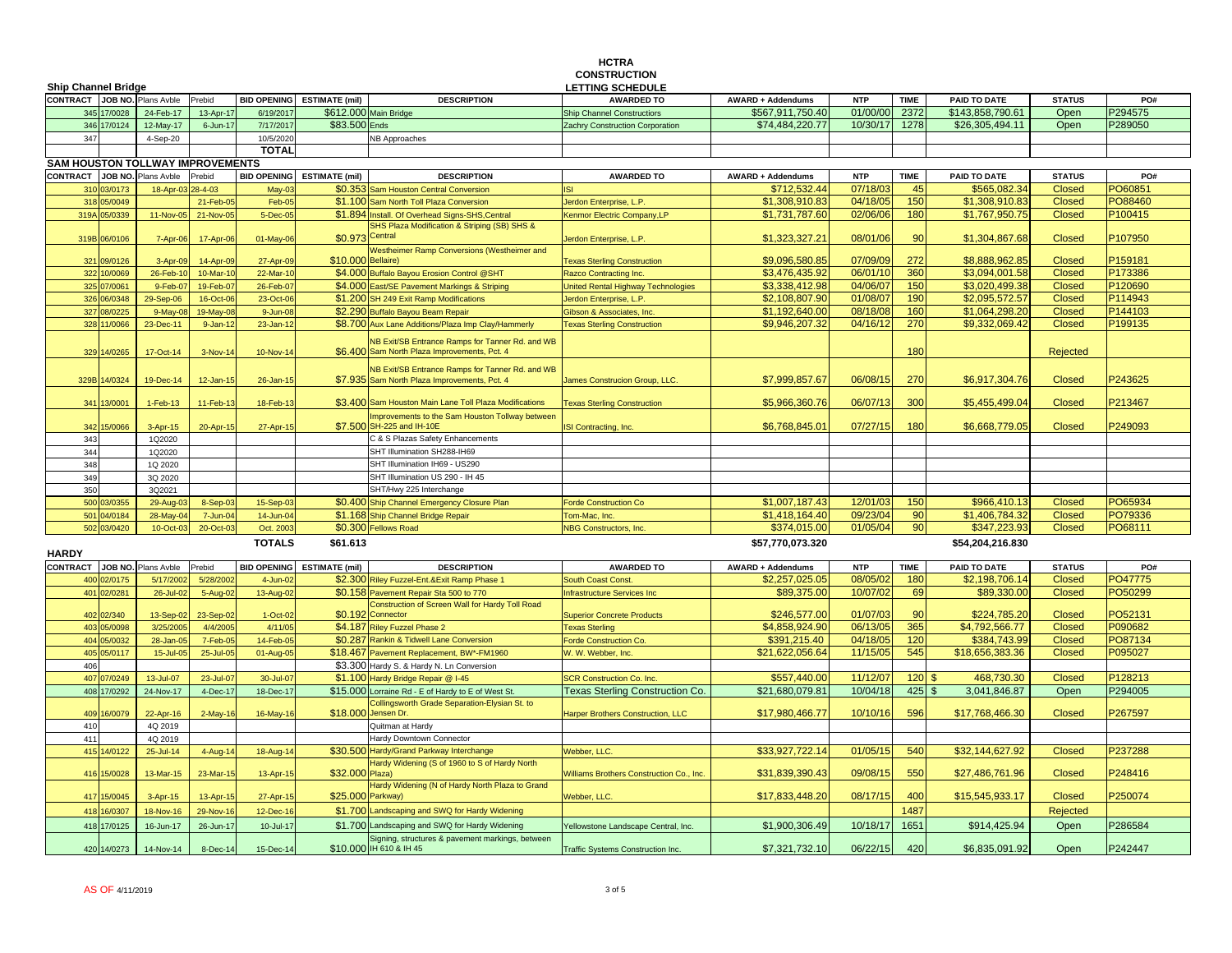# HCTRA CONSTRUCTION LETTING SCHEDULE

## Ship Channel Bridge

| CONTRACT | JOB NO. | Plans Avble | Prebid | BID OPENING | ESTIMATE (mil) | DESCRIPTION | AWARDED TO | AWARD + Addendums | NTP | TIME | PAID TO DATE | STATUS | PO# |
|---|---|---|---|---|---|---|---|---|---|---|---|---|---|
| 345 | 17/0028 | 24-Feb-17 | 13-Apr-17 | 6/19/2017 | $612.000 | Main Bridge | Ship Channel Constructors | $567,911,750.40 | 01/00/00 | 2372 | $143,858,790.61 | Open | P294575 |
| 346 | 17/0124 | 12-May-17 | 6-Jun-17 | 7/17/2017 | $83.500 | Ends | Zachry Construction Corporation | $74,484,220.77 | 10/30/17 | 1278 | $26,305,494.11 | Open | P289050 |
| 347 | | 4-Sep-20 | | 10/5/2020 | | NB Approaches | | | | | | | |
| | | | | TOTAL | | | | | | | | | |

## SAM HOUSTON TOLLWAY IMPROVEMENTS

| CONTRACT | JOB NO. | Plans Avble | Prebid | BID OPENING | ESTIMATE (mil) | DESCRIPTION | AWARDED TO | AWARD + Addendums | NTP | TIME | PAID TO DATE | STATUS | PO# |
|---|---|---|---|---|---|---|---|---|---|---|---|---|---|
| 310 | 03/0173 | 18-Apr-03 | 28-4-03 | May-03 | $0.353 | Sam Houston Central Conversion | ISI | $712,532.44 | 07/18/03 | 45 | $565,082.34 | Closed | PO60851 |
| 318 | 05/0049 | | 21-Feb-05 | Feb-05 | $1.100 | Sam North Toll Plaza Conversion | Jerdon Enterprise, L.P. | $1,308,910.83 | 04/18/05 | 150 | $1,308,910.83 | Closed | PO88460 |
| 319A | 05/0339 | 11-Nov-05 | 21-Nov-05 | 5-Dec-05 | $1.894 | Install. Of Overhead Signs-SHS,Central | Kenmor Electric Company,LP | $1,731,787.60 | 02/06/06 | 180 | $1,767,950.75 | Closed | P100415 |
| 319B | 06/0106 | 7-Apr-06 | 17-Apr-06 | 01-May-06 | $0.973 | SHS Plaza Modification & Striping (SB) SHS & Central | Jerdon Enterprise, L.P. | $1,323,327.21 | 08/01/06 | 90 | $1,304,867.68 | Closed | P107950 |
| 321 | 09/0126 | 3-Apr-09 | 14-Apr-09 | 27-Apr-09 | $10.000 | Westheimer Ramp Conversions (Westheimer and Bellaire) | Texas Sterling Construction | $9,096,580.85 | 07/09/09 | 272 | $8,888,962.85 | Closed | P159181 |
| 322 | 10/0069 | 26-Feb-10 | 10-Mar-10 | 22-Mar-10 | $4.000 | Buffalo Bayou Erosion Control @SHT | Razco Contracting Inc. | $3,476,435.92 | 06/01/10 | 360 | $3,094,001.58 | Closed | P173386 |
| 325 | 07/0061 | 9-Feb-07 | 19-Feb-07 | 26-Feb-07 | $4.000 | East/SE Pavement Markings & Striping | United Rental Highway Technologies | $3,338,412.98 | 04/06/07 | 150 | $3,020,499.38 | Closed | P120690 |
| 326 | 06/0348 | 29-Sep-06 | 16-Oct-06 | 23-Oct-06 | $1.200 | SH 249 Exit Ramp Modifications | Jerdon Enterprise, L.P. | $2,108,807.90 | 01/08/07 | 190 | $2,095,572.57 | Closed | P114943 |
| 327 | 08/0225 | 9-May-08 | 19-May-08 | 9-Jun-08 | $2.290 | Buffalo Bayou Beam Repair | Gibson & Associates, Inc. | $1,192,640.00 | 08/18/08 | 160 | $1,064,298.20 | Closed | P144103 |
| 328 | 11/0066 | 23-Dec-11 | 9-Jan-12 | 23-Jan-12 | $8.700 | Aux Lane Additions/Plaza Imp Clay/Hammerly | Texas Sterling Construction | $9,946,207.32 | 04/16/12 | 270 | $9,332,069.42 | Closed | P199135 |
| 329 | 14/0265 | 17-Oct-14 | 3-Nov-14 | 10-Nov-14 | $6.400 | NB Exit/SB Entrance Ramps for Tanner Rd. and WB Sam North Plaza Improvements, Pct. 4 | | | | 180 | | Rejected | |
| 329B | 14/0324 | 19-Dec-14 | 12-Jan-15 | 26-Jan-15 | $7.935 | NB Exit/SB Entrance Ramps for Tanner Rd. and WB Sam North Plaza Improvements, Pct. 4 | James Construcion Group, LLC. | $7,999,857.67 | 06/08/15 | 270 | $6,917,304.76 | Closed | P243625 |
| 341 | 13/0001 | 1-Feb-13 | 11-Feb-13 | 18-Feb-13 | $3.400 | Sam Houston Main Lane Toll Plaza Modifications | Texas Sterling Construction | $5,966,360.76 | 06/07/13 | 300 | $5,455,499.04 | Closed | P213467 |
| 342 | 15/0066 | 3-Apr-15 | 20-Apr-15 | 27-Apr-15 | $7.500 | Improvements to the Sam Houston Tollway between SH-225 and IH-10E | ISI Contracting, Inc. | $6,768,845.01 | 07/27/15 | 180 | $6,668,779.05 | Closed | P249093 |
| 343 | | 1Q2020 | | | | C & S Plazas Safety Enhancements | | | | | | | |
| 344 | | 1Q2020 | | | | SHT Illumination SH288-IH69 | | | | | | | |
| 348 | | 1Q 2020 | | | | SHT Illumination IH69 - US290 | | | | | | | |
| 349 | | 3Q 2020 | | | | SHT Illumination US 290 - IH 45 | | | | | | | |
| 350 | | 3Q2021 | | | | SHT/Hwy 225 Interchange | | | | | | | |
| 500 | 03/0355 | 29-Aug-03 | 8-Sep-03 | 15-Sep-03 | $0.400 | Ship Channel Emergency Closure Plan | Forde Construction Co | $1,007,187.43 | 12/01/03 | 150 | $966,410.13 | Closed | PO65934 |
| 501 | 04/0184 | 28-May-04 | 7-Jun-04 | 14-Jun-04 | $1.168 | Ship Channel Bridge Repair | Tom-Mac, Inc. | $1,418,164.40 | 09/23/04 | 90 | $1,406,784.32 | Closed | PO79336 |
| 502 | 03/0420 | 10-Oct-03 | 20-Oct-03 | Oct. 2003 | $0.300 | Fellows Road | NBG Constructors, Inc. | $374,015.00 | 01/05/04 | 90 | $347,223.93 | Closed | PO68111 |
| | | | | TOTALS | $61.613 | | | $57,770,073.320 | | | $54,204,216.830 | | |

## HARDY

| CONTRACT | JOB NO. | Plans Avble | Prebid | BID OPENING | ESTIMATE (mil) | DESCRIPTION | AWARDED TO | AWARD + Addendums | NTP | TIME | PAID TO DATE | STATUS | PO# |
|---|---|---|---|---|---|---|---|---|---|---|---|---|---|
| 400 | 02/0175 | 5/17/2002 | 5/28/2002 | 4-Jun-02 | $2.300 | Riley Fuzzel-Ent.&Exit Ramp Phase 1 | South Coast Const. | $2,257,025.05 | 08/05/02 | 180 | $2,198,706.14 | Closed | PO47775 |
| 401 | 02/0281 | 26-Jul-02 | 5-Aug-02 | 13-Aug-02 | $0.158 | Pavement Repair Sta 500 to 770 | Infrastructure Services Inc | $89,375.00 | 10/07/02 | 69 | $89,330.00 | Closed | PO50299 |
| 402 | 02/340 | 13-Sep-02 | 23-Sep-02 | 1-Oct-02 | $0.192 | Construction of Screen Wall for Hardy Toll Road Connector | Superior Concrete Products | $246,577.00 | 01/07/03 | 90 | $224,785.20 | Closed | PO52131 |
| 403 | 05/0098 | 3/25/2005 | 4/4/2005 | 4/11/05 | $4.187 | Riley Fuzzel Phase 2 | Texas Sterling | $4,858,924.90 | 06/13/05 | 365 | $4,792,566.77 | Closed | P090682 |
| 404 | 05/0032 | 28-Jan-05 | 7-Feb-05 | 14-Feb-05 | $0.287 | Rankin & Tidwell Lane Conversion | Forde Construction Co. | $391,215.40 | 04/18/05 | 120 | $384,743.99 | Closed | PO87134 |
| 405 | 05/0117 | 15-Jul-05 | 25-Jul-05 | 01-Aug-05 | $18.467 | Pavement Replacement, BW*-FM1960 | W. W. Webber, Inc. | $21,622,056.64 | 11/15/05 | 545 | $18,656,383.36 | Closed | P095027 |
| 406 | | | | | $3.300 | Hardy S. & Hardy N. Ln Conversion | | | | | | | |
| 407 | 07/0249 | 13-Jul-07 | 23-Jul-07 | 30-Jul-07 | $1.100 | Hardy Bridge Repair @ I-45 | SCR Construction Co. Inc. | $557,440.00 | 11/12/07 | 120 | $ 468,730.30 | Closed | P128213 |
| 408 | 17/0292 | 24-Nov-17 | 4-Dec-17 | 18-Dec-17 | $15.000 | Lorraine Rd - E of Hardy to E of West St. | Texas Sterling Construction Co. | $21,680,079.81 | 10/04/18 | 425 | $ 3,041,846.87 | Open | P294005 |
| 409 | 16/0079 | 22-Apr-16 | 2-May-16 | 16-May-16 | $18.000 | Collingsworth Grade Separation-Elysian St. to Jensen Dr. | Harper Brothers Construction, LLC | $17,980,466.77 | 10/10/16 | 596 | $17,768,466.30 | Closed | P267597 |
| 410 | | 4Q 2019 | | | | Quitman at Hardy | | | | | | | |
| 411 | | 4Q 2019 | | | | Hardy Downtown Connector | | | | | | | |
| 415 | 14/0122 | 25-Jul-14 | 4-Aug-14 | 18-Aug-14 | $30.500 | Hardy/Grand Parkway Interchange | Webber, LLC. | $33,927,722.14 | 01/05/15 | 540 | $32,144,627.92 | Closed | P237288 |
| 416 | 15/0028 | 13-Mar-15 | 23-Mar-15 | 13-Apr-15 | $32.000 | Hardy Widening (S of 1960 to S of Hardy North Plaza) | Williams Brothers Construction Co., Inc. | $31,839,390.43 | 09/08/15 | 550 | $27,486,761.96 | Closed | P248416 |
| 417 | 15/0045 | 3-Apr-15 | 13-Apr-15 | 27-Apr-15 | $25.000 | Hardy Widening (N of Hardy North Plaza to Grand Parkway) | Webber, LLC. | $17,833,448.20 | 08/17/15 | 400 | $15,545,933.17 | Closed | P250074 |
| 418 | 16/0307 | 18-Nov-16 | 29-Nov-16 | 12-Dec-16 | $1.700 | Landscaping and SWQ for Hardy Widening | | | | 1487 | | Rejected | |
| 418 | 17/0125 | 16-Jun-17 | 26-Jun-17 | 10-Jul-17 | $1.700 | Landscaping and SWQ for Hardy Widening | Yellowstone Landscape Central, Inc. | $1,900,306.49 | 10/18/17 | 1651 | $914,425.94 | Open | P286584 |
| 420 | 14/0273 | 14-Nov-14 | 8-Dec-14 | 15-Dec-14 | $10.000 | Signing, structures & pavement markings, between IH 610 & IH 45 | Traffic Systems Construction Inc. | $7,321,732.10 | 06/22/15 | 420 | $6,835,091.92 | Open | P242447 |

AS OF 4/11/2019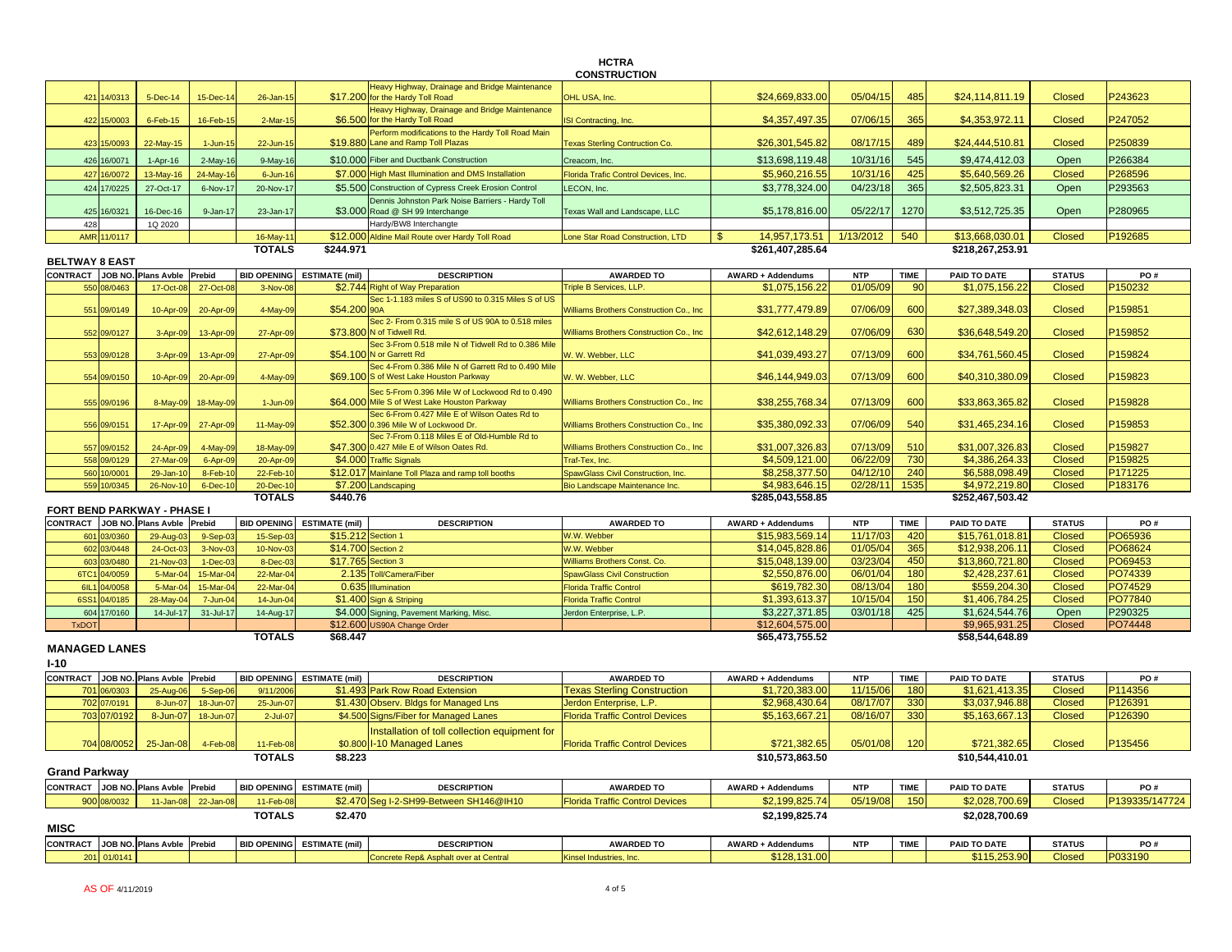# HCTRA

## CONSTRUCTION

| CONTRACT | JOB NO. | Plans Avble | Prebid | BID OPENING | ESTIMATE (mil) | DESCRIPTION | AWARDED TO | AWARD + Addendums | NTP | TIME | PAID TO DATE | STATUS | PO # |
|---|---|---|---|---|---|---|---|---|---|---|---|---|---|
| 421 | 14/0313 | 5-Dec-14 | 15-Dec-14 | 26-Jan-15 | $17.200 | Heavy Highway, Drainage and Bridge Maintenance for the Hardy Toll Road | OHL USA, Inc. | $24,669,833.00 | 05/04/15 | 485 | $24,114,811.19 | Closed | P243623 |
| 422 | 15/0003 | 6-Feb-15 | 16-Feb-15 | 2-Mar-15 | $6.500 | Heavy Highway, Drainage and Bridge Maintenance for the Hardy Toll Road | ISI Contracting, Inc. | $4,357,497.35 | 07/06/15 | 365 | $4,353,972.11 | Closed | P247052 |
| 423 | 15/0093 | 22-May-15 | 1-Jun-15 | 22-Jun-15 | $19.880 | Perform modifications to the Hardy Toll Road Main Lane and Ramp Toll Plazas | Texas Sterling Contruction Co. | $26,301,545.82 | 08/17/15 | 489 | $24,444,510.81 | Closed | P250839 |
| 426 | 16/0071 | 1-Apr-16 | 2-May-16 | 9-May-16 | $10.000 | Fiber and Ductbank Construction | Creacom, Inc. | $13,698,119.48 | 10/31/16 | 545 | $9,474,412.03 | Open | P266384 |
| 427 | 16/0072 | 13-May-16 | 24-May-16 | 6-Jun-16 | $7.000 | High Mast Illumination and DMS Installation | Florida Trafic Control Devices, Inc. | $5,960,216.55 | 10/31/16 | 425 | $5,640,569.26 | Closed | P268596 |
| 424 | 17/0225 | 27-Oct-17 | 6-Nov-17 | 20-Nov-17 | $5.500 | Construction of Cypress Creek Erosion Control | LECON, Inc. | $3,778,324.00 | 04/23/18 | 365 | $2,505,823.31 | Open | P293563 |
| 425 | 16/0321 | 16-Dec-16 | 9-Jan-17 | 23-Jan-17 | $3.000 | Dennis Johnston Park Noise Barriers - Hardy Toll Road @ SH 99 Interchange | Texas Wall and Landscape, LLC | $5,178,816.00 | 05/22/17 | 1270 | $3,512,725.35 | Open | P280965 |
| 428 | | 1Q 2020 | | | | Hardy/BW8 Interchangte | | | | | | | |
| AMR | 11/0117 | | | 16-May-11 | $12.000 | Aldine Mail Route over Hardy Toll Road | Lone Star Road Construction, LTD | $ 14,957,173.51 | 1/13/2012 | 540 | $13,668,030.01 | Closed | P192685 |
| | | | | **TOTALS** | **$244.971** | | | **$261,407,285.64** | | | **$218,267,253.91** | | |

## BELTWAY 8 EAST

| CONTRACT | JOB NO. | Plans Avble | Prebid | BID OPENING | ESTIMATE (mil) | DESCRIPTION | AWARDED TO | AWARD + Addendums | NTP | TIME | PAID TO DATE | STATUS | PO # |
|---|---|---|---|---|---|---|---|---|---|---|---|---|---|
| 550 | 08/0463 | 17-Oct-08 | 27-Oct-08 | 3-Nov-08 | $2.744 | Right of Way Preparation | Triple B Services, LLP. | $1,075,156.22 | 01/05/09 | 90 | $1,075,156.22 | Closed | P150232 |
| 551 | 09/0149 | 10-Apr-09 | 20-Apr-09 | 4-May-09 | $54.200 | Sec 1-1.183 miles S of US90 to 0.315 Miles S of US 90A | Williams Brothers Construction Co., Inc | $31,777,479.89 | 07/06/09 | 600 | $27,389,348.03 | Closed | P159851 |
| 552 | 09/0127 | 3-Apr-09 | 13-Apr-09 | 27-Apr-09 | $73.800 | Sec 2- From 0.315 mile S of US 90A to 0.518 miles N of Tidwell Rd. | Williams Brothers Construction Co., Inc | $42,612,148.29 | 07/06/09 | 630 | $36,648,549.20 | Closed | P159852 |
| 553 | 09/0128 | 3-Apr-09 | 13-Apr-09 | 27-Apr-09 | $54.100 | Sec 3-From 0.518 mile N of Tidwell Rd to 0.386 Mile N or Garrett Rd | W. W. Webber, LLC | $41,039,493.27 | 07/13/09 | 600 | $34,761,560.45 | Closed | P159824 |
| 554 | 09/0150 | 10-Apr-09 | 20-Apr-09 | 4-May-09 | $69.100 | Sec 4-From 0.386 Mile N of Garrett Rd to 0.490 Mile S of West Lake Houston Parkway | W. W. Webber, LLC | $46,144,949.03 | 07/13/09 | 600 | $40,310,380.09 | Closed | P159823 |
| 555 | 09/0196 | 8-May-09 | 18-May-09 | 1-Jun-09 | $64.000 | Sec 5-From 0.396 Mile W of Lockwood Rd to 0.490 Mile S of West Lake Houston Parkway | Williams Brothers Construction Co., Inc | $38,255,768.34 | 07/13/09 | 600 | $33,863,365.82 | Closed | P159828 |
| 556 | 09/0151 | 17-Apr-09 | 27-Apr-09 | 11-May-09 | $52.300 | Sec 6-From 0.427 Mile E of Wilson Oates Rd to 0.396 Mile W of Lockwood Dr. | Williams Brothers Construction Co., Inc | $35,380,092.33 | 07/06/09 | 540 | $31,465,234.16 | Closed | P159853 |
| 557 | 09/0152 | 24-Apr-09 | 4-May-09 | 18-May-09 | $47.300 | Sec 7-From 0.118 Miles E of Old-Humble Rd to 0.427 Mile E of Wilson Oates Rd. | Williams Brothers Construction Co., Inc | $31,007,326.83 | 07/13/09 | 510 | $31,007,326.83 | Closed | P159827 |
| 558 | 09/0129 | 27-Mar-09 | 6-Apr-09 | 20-Apr-09 | $4.000 | Traffic Signals | Traf-Tex, Inc. | $4,509,121.00 | 06/22/09 | 730 | $4,386,264.33 | Closed | P159825 |
| 560 | 10/0001 | 29-Jan-10 | 8-Feb-10 | 22-Feb-10 | $12.017 | Mainlane Toll Plaza and ramp toll booths | SpawGlass Civil Construction, Inc. | $8,258,377.50 | 04/12/10 | 240 | $6,588,098.49 | Closed | P171225 |
| 559 | 10/0345 | 26-Nov-10 | 6-Dec-10 | 20-Dec-10 | $7.200 | Landscaping | Bio Landscape Maintenance Inc. | $4,983,646.15 | 02/28/11 | 1535 | $4,972,219.80 | Closed | P183176 |
| | | | | **TOTALS** | **$440.76** | | | **$285,043,558.85** | | | **$252,467,503.42** | | |

## FORT BEND PARKWAY - PHASE I

| CONTRACT | JOB NO. | Plans Avble | Prebid | BID OPENING | ESTIMATE (mil) | DESCRIPTION | AWARDED TO | AWARD + Addendums | NTP | TIME | PAID TO DATE | STATUS | PO # |
|---|---|---|---|---|---|---|---|---|---|---|---|---|---|
| 601 | 03/0360 | 29-Aug-03 | 9-Sep-03 | 15-Sep-03 | $15.212 | Section 1 | W.W. Webber | $15,983,569.14 | 11/17/03 | 420 | $15,761,018.81 | Closed | PO65936 |
| 602 | 03/0448 | 24-Oct-03 | 3-Nov-03 | 10-Nov-03 | $14.700 | Section 2 | W.W. Webber | $14,045,828.86 | 01/05/04 | 365 | $12,938,206.11 | Closed | PO68624 |
| 603 | 03/0480 | 21-Nov-03 | 1-Dec-03 | 8-Dec-03 | $17.765 | Section 3 | Williams Brothers Const. Co. | $15,048,139.00 | 03/23/04 | 450 | $13,860,721.80 | Closed | PO69453 |
| 6TC1 | 04/0059 | 5-Mar-04 | 15-Mar-04 | 22-Mar-04 | 2.135 | Toll/Camera/Fiber | SpawGlass Civil Construction | $2,550,876.00 | 06/01/04 | 180 | $2,428,237.61 | Closed | PO74339 |
| 6IL1 | 04/0058 | 5-Mar-04 | 15-Mar-04 | 22-Mar-04 | 0.635 | Illumination | Florida Traffic Control | $619,782.30 | 08/13/04 | 180 | $559,204.30 | Closed | PO74529 |
| 6SS1 | 04/0185 | 28-May-04 | 7-Jun-04 | 14-Jun-04 | $1.400 | Sign & Striping | Florida Traffic Control | $1,393,613.37 | 10/15/04 | 150 | $1,406,784.25 | Closed | PO77840 |
| 604 | 17/0160 | 14-Jul-17 | 31-Jul-17 | 14-Aug-17 | $4.000 | Signing, Pavement Marking, Misc. | Jerdon Enterprise, L.P. | $3,227,371.85 | 03/01/18 | 425 | $1,624,544.76 | Open | P290325 |
| TxDOT | | | | | $12.600 | US90A Change Order | | $12,604,575.00 | | | $9,965,931.25 | Closed | PO74448 |
| | | | | **TOTALS** | **$68.447** | | | **$65,473,755.52** | | | **$58,544,648.89** | | |

## MANAGED LANES

### I-10

| CONTRACT | JOB NO. | Plans Avble | Prebid | BID OPENING | ESTIMATE (mil) | DESCRIPTION | AWARDED TO | AWARD + Addendums | NTP | TIME | PAID TO DATE | STATUS | PO # |
|---|---|---|---|---|---|---|---|---|---|---|---|---|---|
| 701 | 06/0303 | 25-Aug-06 | 5-Sep-06 | 9/11/2006 | $1.493 | Park Row Road Extension | Texas Sterling Construction | $1,720,383.00 | 11/15/06 | 180 | $1,621,413.35 | Closed | P114356 |
| 702 | 07/0191 | 8-Jun-07 | 18-Jun-07 | 25-Jun-07 | $1.430 | Observ. Bldgs for Managed Lns | Jerdon Enterprise, L.P. | $2,968,430.64 | 08/17/07 | 330 | $3,037,946.88 | Closed | P126391 |
| 703 | 07/0192 | 8-Jun-07 | 18-Jun-07 | 2-Jul-07 | $4.500 | Signs/Fiber for Managed Lanes | Florida Traffic Control Devices | $5,163,667.21 | 08/16/07 | 330 | $5,163,667.13 | Closed | P126390 |
| 704 | 08/0052 | 25-Jan-08 | 4-Feb-08 | 11-Feb-08 | $0.800 | Installation of toll collection equipment for I-10 Managed Lanes | Florida Traffic Control Devices | $721,382.65 | 05/01/08 | 120 | $721,382.65 | Closed | P135456 |
| | | | | **TOTALS** | **$8.223** | | | **$10,573,863.50** | | | **$10,544,410.01** | | |

## Grand Parkway

| CONTRACT | JOB NO. | Plans Avble | Prebid | BID OPENING | ESTIMATE (mil) | DESCRIPTION | AWARDED TO | AWARD + Addendums | NTP | TIME | PAID TO DATE | STATUS | PO # |
|---|---|---|---|---|---|---|---|---|---|---|---|---|---|
| 900 | 08/0032 | 11-Jan-08 | 22-Jan-08 | 11-Feb-08 | $2.470 | Seg I-2-SH99-Between SH146@IH10 | Florida Traffic Control Devices | $2,199,825.74 | 05/19/08 | 150 | $2,028,700.69 | Closed | P139335/147724 |
| | | | | **TOTALS** | **$2.470** | | | **$2,199,825.74** | | | **$2,028,700.69** | | |

## MISC

| CONTRACT | JOB NO. | Plans Avble | Prebid | BID OPENING | ESTIMATE (mil) | DESCRIPTION | AWARDED TO | AWARD + Addendums | NTP | TIME | PAID TO DATE | STATUS | PO # |
|---|---|---|---|---|---|---|---|---|---|---|---|---|---|
| 201 | 01/0141 | | | | | Concrete Rep& Asphalt over at Central | Kinsel Industries, Inc. | $128,131.00 | | | $115,253.90 | Closed | P033190 |

AS OF 4/11/2019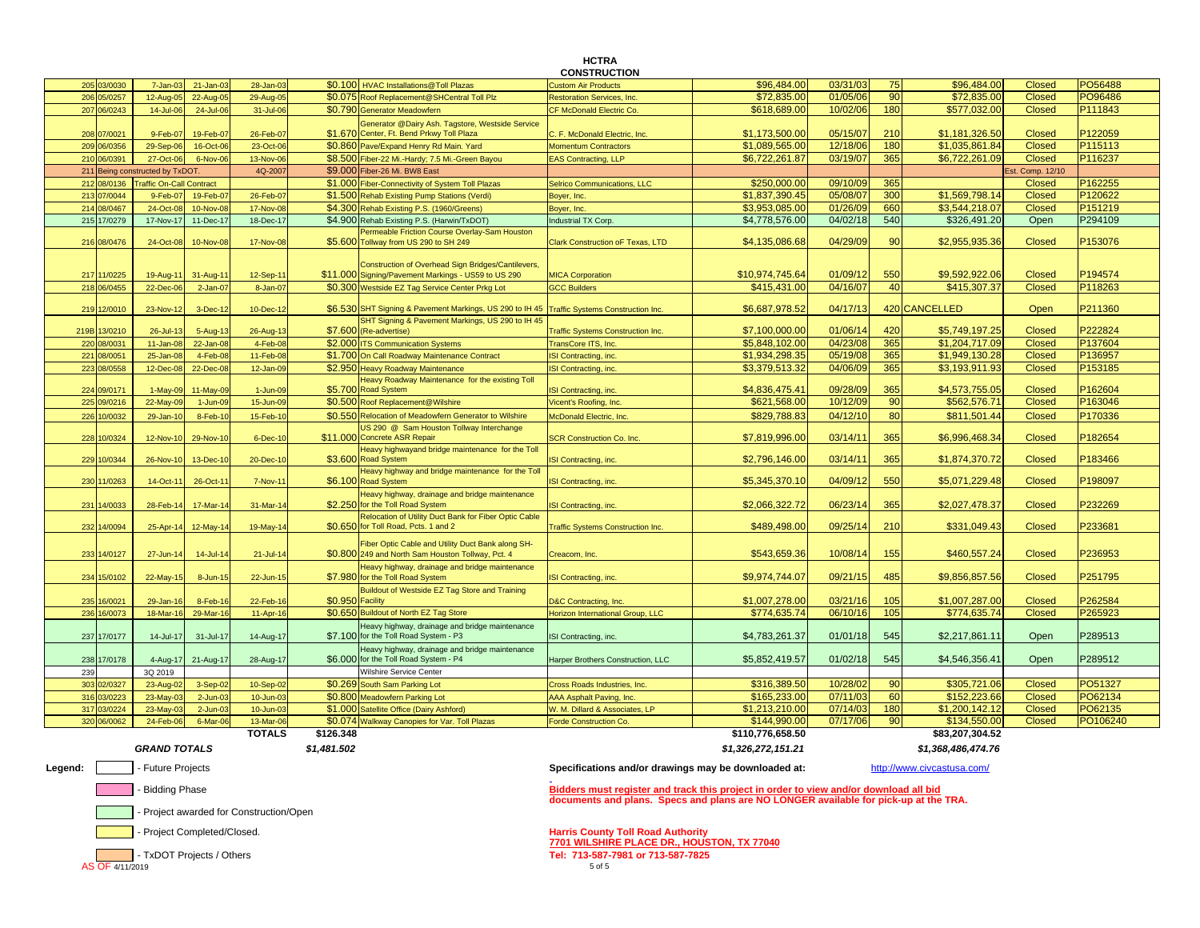# HCTRA

## CONSTRUCTION

| | | | | | | | | | | | | | |
|---|---|---|---|---|---|---|---|---|---|---|---|---|---|
| 205 | 03/0030 | 7-Jan-03 | 21-Jan-03 | 28-Jan-03 | $0.100 | HVAC Installations@Toll Plazas | Custom Air Products | $96,484.00 | 03/31/03 | 75 | $96,484.00 | Closed | PO56488 |
| 206 | 05/0257 | 12-Aug-05 | 22-Aug-05 | 29-Aug-05 | $0.075 | Roof Replacement@SHCentral Toll Plz | Restoration Services, Inc. | $72,835.00 | 01/05/06 | 90 | $72,835.00 | Closed | PO96486 |
| 207 | 06/0243 | 14-Jul-06 | 24-Jul-06 | 31-Jul-06 | $0.790 | Generator Meadowfern | CF McDonald Electric Co. | $618,689.00 | 10/02/06 | 180 | $577,032.00 | Closed | P111843 |
| 208 | 07/0021 | 9-Feb-07 | 19-Feb-07 | 26-Feb-07 | $1.670 | Generator @Dairy Ash. Tagstore, Westside Service Center, Ft. Bend Prkwy Toll Plaza | C. F. McDonald Electric, Inc. | $1,173,500.00 | 05/15/07 | 210 | $1,181,326.50 | Closed | P122059 |
| 209 | 06/0356 | 29-Sep-06 | 16-Oct-06 | 23-Oct-06 | $0.860 | Pave/Expand Henry Rd Main. Yard | Momentum Contractors | $1,089,565.00 | 12/18/06 | 180 | $1,035,861.84 | Closed | P115113 |
| 210 | 06/0391 | 27-Oct-06 | 6-Nov-06 | 13-Nov-06 | $8.500 | Fiber-22 Mi.-Hardy; 7.5 Mi.-Green Bayou | EAS Contracting, LLP | $6,722,261.87 | 03/19/07 | 365 | $6,722,261.09 | Closed | P116237 |
| 211 | Being constructed by TxDOT. | | | 4Q-2007 | $9.000 | Fiber-26 Mi. BW8 East | | | | | | Est. Comp. 12/10 | |
| 212 | 08/0136 | Traffic On-Call Contract | | | $1.000 | Fiber-Connectivity of System Toll Plazas | Selrico Communications, LLC | $250,000.00 | 09/10/09 | 365 | | Closed | P162255 |
| 213 | 07/0044 | 9-Feb-07 | 19-Feb-07 | 26-Feb-07 | $1.500 | Rehab Existing Pump Stations (Verdi) | Boyer, Inc. | $1,837,390.45 | 05/08/07 | 300 | $1,569,798.14 | Closed | P120622 |
| 214 | 08/0467 | 24-Oct-08 | 10-Nov-08 | 17-Nov-08 | $4.300 | Rehab Existing P.S. (1960/Greens) | Boyer, Inc. | $3,953,085.00 | 01/26/09 | 660 | $3,544,218.07 | Closed | P151219 |
| 215 | 17/0279 | 17-Nov-17 | 11-Dec-17 | 18-Dec-17 | $4.900 | Rehab Existing P.S. (Harwin/TxDOT) | Industrial TX Corp. | $4,778,576.00 | 04/02/18 | 540 | $326,491.20 | Open | P294109 |
| 216 | 08/0476 | 24-Oct-08 | 10-Nov-08 | 17-Nov-08 | $5.600 | Permeable Friction Course Overlay-Sam Houston Tollway from US 290 to SH 249 | Clark Construction oF Texas, LTD | $4,135,086.68 | 04/29/09 | 90 | $2,955,935.36 | Closed | P153076 |
| 217 | 11/0225 | 19-Aug-11 | 31-Aug-11 | 12-Sep-11 | $11.000 | Construction of Overhead Sign Bridges/Cantilevers, Signing/Pavement Markings - US59 to US 290 | MICA Corporation | $10,974,745.64 | 01/09/12 | 550 | $9,592,922.06 | Closed | P194574 |
| 218 | 06/0455 | 22-Dec-06 | 2-Jan-07 | 8-Jan-07 | $0.300 | Westside EZ Tag Service Center Prkg Lot | GCC Builders | $415,431.00 | 04/16/07 | 40 | $415,307.37 | Closed | P118263 |
| 219 | 12/0010 | 23-Nov-12 | 3-Dec-12 | 10-Dec-12 | $6.530 | SHT Signing & Pavement Markings, US 290 to IH 45 | Traffic Systems Construction Inc. | $6,687,978.52 | 04/17/13 | 420 | CANCELLED | Open | P211360 |
| 219B | 13/0210 | 26-Jul-13 | 5-Aug-13 | 26-Aug-13 | $7.600 | SHT Signing & Pavement Markings, US 290 to IH 45 (Re-advertise) | Traffic Systems Construction Inc. | $7,100,000.00 | 01/06/14 | 420 | $5,749,197.25 | Closed | P222824 |
| 220 | 08/0031 | 11-Jan-08 | 22-Jan-08 | 4-Feb-08 | $2.000 | ITS Communication Systems | TransCore ITS, Inc. | $5,848,102.00 | 04/23/08 | 365 | $1,204,717.09 | Closed | P137604 |
| 221 | 08/0051 | 25-Jan-08 | 4-Feb-08 | 11-Feb-08 | $1.700 | On Call Roadway Maintenance Contract | ISI Contracting, inc. | $1,934,298.35 | 05/19/08 | 365 | $1,949,130.28 | Closed | P136957 |
| 223 | 08/0558 | 12-Dec-08 | 22-Dec-08 | 12-Jan-09 | $2.950 | Heavy Roadway Maintenance | ISI Contracting, inc. | $3,379,513.32 | 04/06/09 | 365 | $3,193,911.93 | Closed | P153185 |
| 224 | 09/0171 | 1-May-09 | 11-May-09 | 1-Jun-09 | $5.700 | Heavy Roadway Maintenance for the existing Toll Road System | ISI Contracting, inc. | $4,836,475.41 | 09/28/09 | 365 | $4,573,755.05 | Closed | P162604 |
| 225 | 09/0216 | 22-May-09 | 1-Jun-09 | 15-Jun-09 | $0.500 | Roof Replacement@Wilshire | Vicent's Roofing, Inc. | $621,568.00 | 10/12/09 | 90 | $562,576.71 | Closed | P163046 |
| 226 | 10/0032 | 29-Jan-10 | 8-Feb-10 | 15-Feb-10 | $0.550 | Relocation of Meadowfern Generator to Wilshire | McDonald Electric, Inc. | $829,788.83 | 04/12/10 | 80 | $811,501.44 | Closed | P170336 |
| 228 | 10/0324 | 12-Nov-10 | 29-Nov-10 | 6-Dec-10 | $11.000 | US 290 @ Sam Houston Tollway Interchange Concrete ASR Repair | SCR Construction Co. Inc. | $7,819,996.00 | 03/14/11 | 365 | $6,996,468.34 | Closed | P182654 |
| 229 | 10/0344 | 26-Nov-10 | 13-Dec-10 | 20-Dec-10 | $3.600 | Heavy highwayand bridge maintenance for the Toll Road System | ISI Contracting, inc. | $2,796,146.00 | 03/14/11 | 365 | $1,874,370.72 | Closed | P183466 |
| 230 | 11/0263 | 14-Oct-11 | 26-Oct-11 | 7-Nov-11 | $6.100 | Heavy highway and bridge maintenance for the Toll Road System | ISI Contracting, inc. | $5,345,370.10 | 04/09/12 | 550 | $5,071,229.48 | Closed | P198097 |
| 231 | 14/0033 | 28-Feb-14 | 17-Mar-14 | 31-Mar-14 | $2.250 | Heavy highway, drainage and bridge maintenance for the Toll Road System | ISI Contracting, inc. | $2,066,322.72 | 06/23/14 | 365 | $2,027,478.37 | Closed | P232269 |
| 232 | 14/0094 | 25-Apr-14 | 12-May-14 | 19-May-14 | $0.650 | Relocation of Utility Duct Bank for Fiber Optic Cable for Toll Road, Pcts. 1 and 2 | Traffic Systems Construction Inc. | $489,498.00 | 09/25/14 | 210 | $331,049.43 | Closed | P233681 |
| 233 | 14/0127 | 27-Jun-14 | 14-Jul-14 | 21-Jul-14 | $0.800 | Fiber Optic Cable and Utility Duct Bank along SH-249 and North Sam Houston Tollway, Pct. 4 | Creacom, Inc. | $543,659.36 | 10/08/14 | 155 | $460,557.24 | Closed | P236953 |
| 234 | 15/0102 | 22-May-15 | 8-Jun-15 | 22-Jun-15 | $7.980 | Heavy highway, drainage and bridge maintenance for the Toll Road System | ISI Contracting, inc. | $9,974,744.07 | 09/21/15 | 485 | $9,856,857.56 | Closed | P251795 |
| 235 | 16/0021 | 29-Jan-16 | 8-Feb-16 | 22-Feb-16 | $0.950 | Buildout of Westside EZ Tag Store and Training Facility | D&C Contracting, Inc. | $1,007,278.00 | 03/21/16 | 105 | $1,007,287.00 | Closed | P262584 |
| 236 | 16/0073 | 18-Mar-16 | 29-Mar-16 | 11-Apr-16 | $0.650 | Buildout of North EZ Tag Store | Horizon International Group, LLC | $774,635.74 | 06/10/16 | 105 | $774,635.74 | Closed | P265923 |
| 237 | 17/0177 | 14-Jul-17 | 31-Jul-17 | 14-Aug-17 | $7.100 | Heavy highway, drainage and bridge maintenance for the Toll Road System - P3 | ISI Contracting, inc. | $4,783,261.37 | 01/01/18 | 545 | $2,217,861.11 | Open | P289513 |
| 238 | 17/0178 | 4-Aug-17 | 21-Aug-17 | 28-Aug-17 | $6.000 | Heavy highway, drainage and bridge maintenance for the Toll Road System - P4 | Harper Brothers Construction, LLC | $5,852,419.57 | 01/02/18 | 545 | $4,546,356.41 | Open | P289512 |
| 239 | | 3Q 2019 | | | | Wilshire Service Center | | | | | | | |
| 303 | 02/0327 | 23-Aug-02 | 3-Sep-02 | 10-Sep-02 | $0.269 | South Sam Parking Lot | Cross Roads Industries, Inc. | $316,389.50 | 10/28/02 | 90 | $305,721.06 | Closed | PO51327 |
| 316 | 03/0223 | 23-May-03 | 2-Jun-03 | 10-Jun-03 | $0.800 | Meadowfern Parking Lot | AAA Asphalt Paving, Inc. | $165,233.00 | 07/11/03 | 60 | $152,223.66 | Closed | PO62134 |
| 317 | 03/0224 | 23-May-03 | 2-Jun-03 | 10-Jun-03 | $1.000 | Satellite Office (Dairy Ashford) | W. M. Dillard & Associates, LP | $1,213,210.00 | 07/14/03 | 180 | $1,200,142.12 | Closed | PO62135 |
| 320 | 06/0062 | 24-Feb-06 | 6-Mar-06 | 13-Mar-06 | $0.074 | Walkway Canopies for Var. Toll Plazas | Forde Construction Co. | $144,990.00 | 07/17/06 | 90 | $134,550.00 | Closed | PO106240 |
| | | | | **TOTALS** | **$126.348** | | | **$110,776,658.50** | | | **$83,207,304.52** | | |
| | ***GRAND TOTALS*** | | | | ***$1,481.502*** | | | ***$1,326,272,151.21*** | | | ***$1,368,486,474.76*** | | |

Legend:
- Future Projects
- Bidding Phase
- Project awarded for Construction/Open
- Project Completed/Closed.
- TxDOT Projects / Others

**Specifications and/or drawings may be downloaded at:** http://www.civcastusa.com/

**Bidders must register and track this project in order to view and/or download all bid documents and plans. Specs and plans are NO LONGER available for pick-up at the TRA.**

**Harris County Toll Road Authority**
**7701 WILSHIRE PLACE DR., HOUSTON, TX 77040**
**Tel: 713-587-7981 or 713-587-7825**

AS OF 4/11/2019